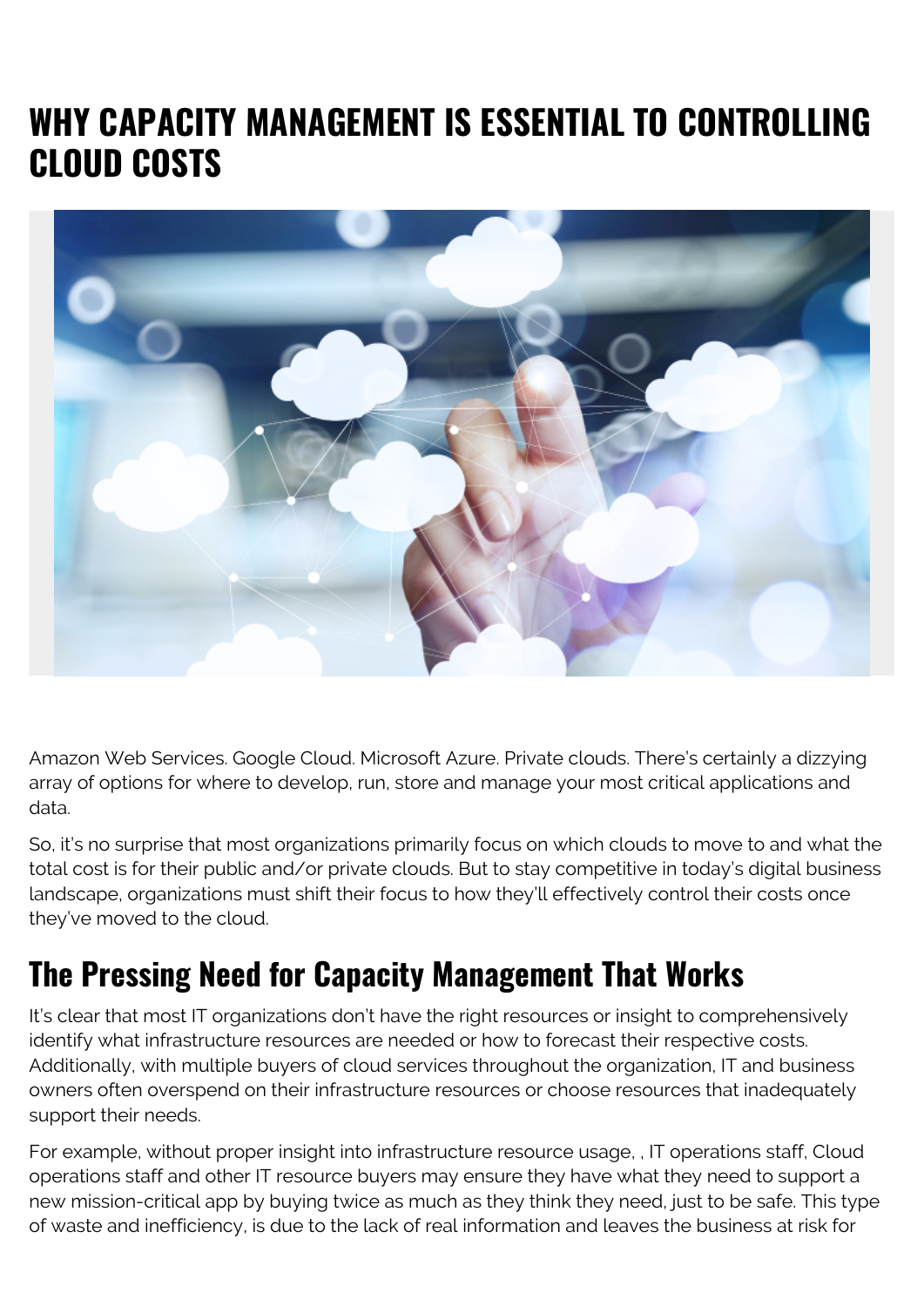# WHY CAPACITY MANAGEMENT IS ESSENTIAL TO CONTROLLING CLOUD COSTS

Amazon Web Services. Google Cloud. Microsoft Azure. Private clouds. There's certainly a dizzying array of options for where to develop, run, store and manage your most critical applications and data.

So, it's no surprise that most organizations primarily focus on which clouds to move to and what the total cost is for their public and/or private clouds. But to stay competitive in today's digital business landscape, organizations must shift their focus to how they'll effectively control their costs once they've moved to the cloud.

## The Pressing Need for Capacity Management That Works

It's clear that most IT organizations don't have the right resources or insight to comprehensively identify what infrastructure resources are needed or how to forecast their respective costs. Additionally, with multiple buyers of cloud services throughout the organization, IT and business owners often overspend on their infrastructure resources or choose resources that inadequately support their needs.

For example, without proper insight into infrastructure resource usage, , IT operations staff, Cloud operations staff and other IT resource buyers may ensure they have what they need to support a new mission-critical app by buying twice as much as they think they need, just to be safe. This type of waste and inefficiency, is due to the lack of real information and leaves the business at risk for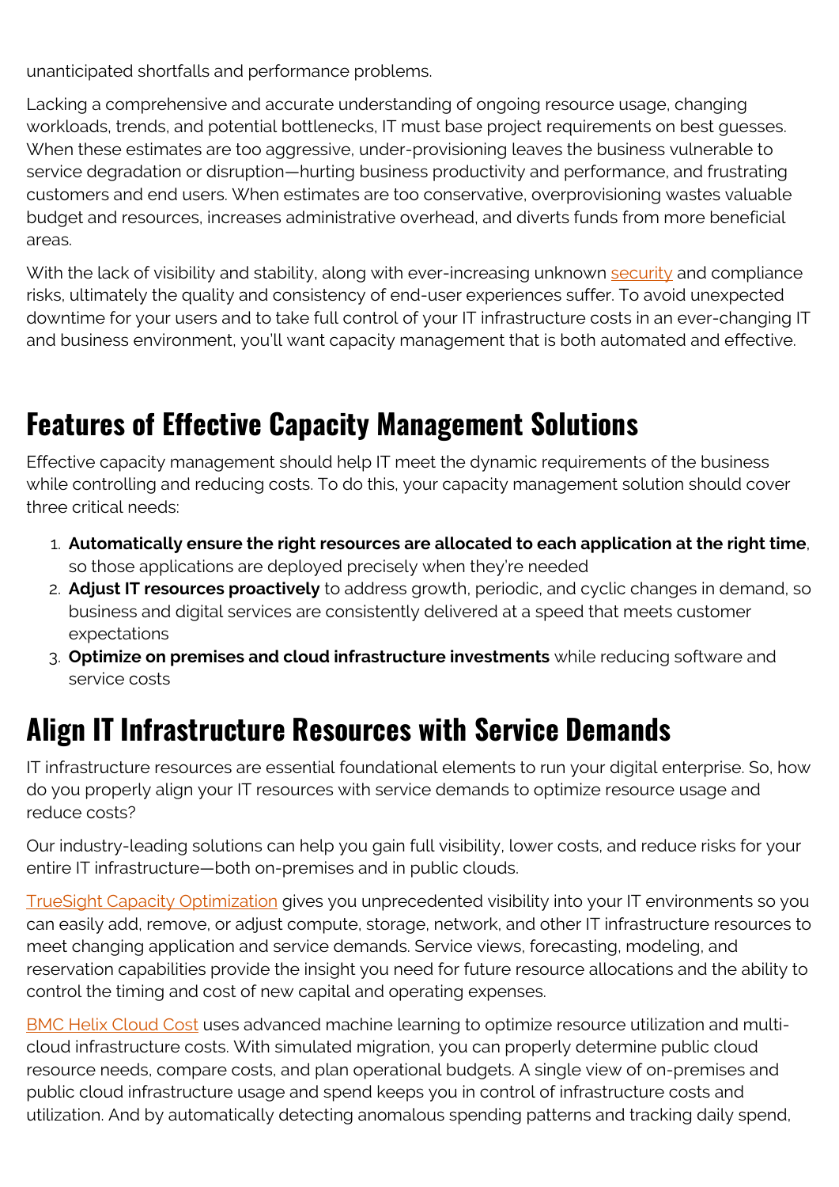unanticipated shortfalls and performance problems.

Lacking a comprehensive and accurate understanding of ongoing resource usage, changing workloads, trends, and potential bottlenecks, IT must base project requirements on best guesses. When these estimates are too aggressive, under-provisioning leaves the business vulnerable to service degradation or disruption—hurting business productivity and performance, and frustrating customers and end users. When estimates are too conservative, overprovisioning wastes valuable budget and resources, increases administrative overhead, and diverts funds from more beneficial areas.

With the lack of visibility and stability, along with ever-increasing unknown security and compliance risks, ultimately the quality and consistency of end-user experiences suffer. To avoid unexpected downtime for your users and to take full control of your IT infrastructure costs in an ever-changing IT and business environment, you'll want capacity management that is both automated and effective.

## Features of Effective Capacity Management Solutions

Effective capacity management should help IT meet the dynamic requirements of the business while controlling and reducing costs. To do this, your capacity management solution should cover three critical needs:

1. **Automatically ensure the right resources are allocated to each application at the right time**, so those applications are deployed precisely when they're needed
2. **Adjust IT resources proactively** to address growth, periodic, and cyclic changes in demand, so business and digital services are consistently delivered at a speed that meets customer expectations
3. **Optimize on premises and cloud infrastructure investments** while reducing software and service costs

## Align IT Infrastructure Resources with Service Demands

IT infrastructure resources are essential foundational elements to run your digital enterprise. So, how do you properly align your IT resources with service demands to optimize resource usage and reduce costs?

Our industry-leading solutions can help you gain full visibility, lower costs, and reduce risks for your entire IT infrastructure—both on-premises and in public clouds.

TrueSight Capacity Optimization gives you unprecedented visibility into your IT environments so you can easily add, remove, or adjust compute, storage, network, and other IT infrastructure resources to meet changing application and service demands. Service views, forecasting, modeling, and reservation capabilities provide the insight you need for future resource allocations and the ability to control the timing and cost of new capital and operating expenses.

BMC Helix Cloud Cost uses advanced machine learning to optimize resource utilization and multi-cloud infrastructure costs. With simulated migration, you can properly determine public cloud resource needs, compare costs, and plan operational budgets. A single view of on-premises and public cloud infrastructure usage and spend keeps you in control of infrastructure costs and utilization. And by automatically detecting anomalous spending patterns and tracking daily spend,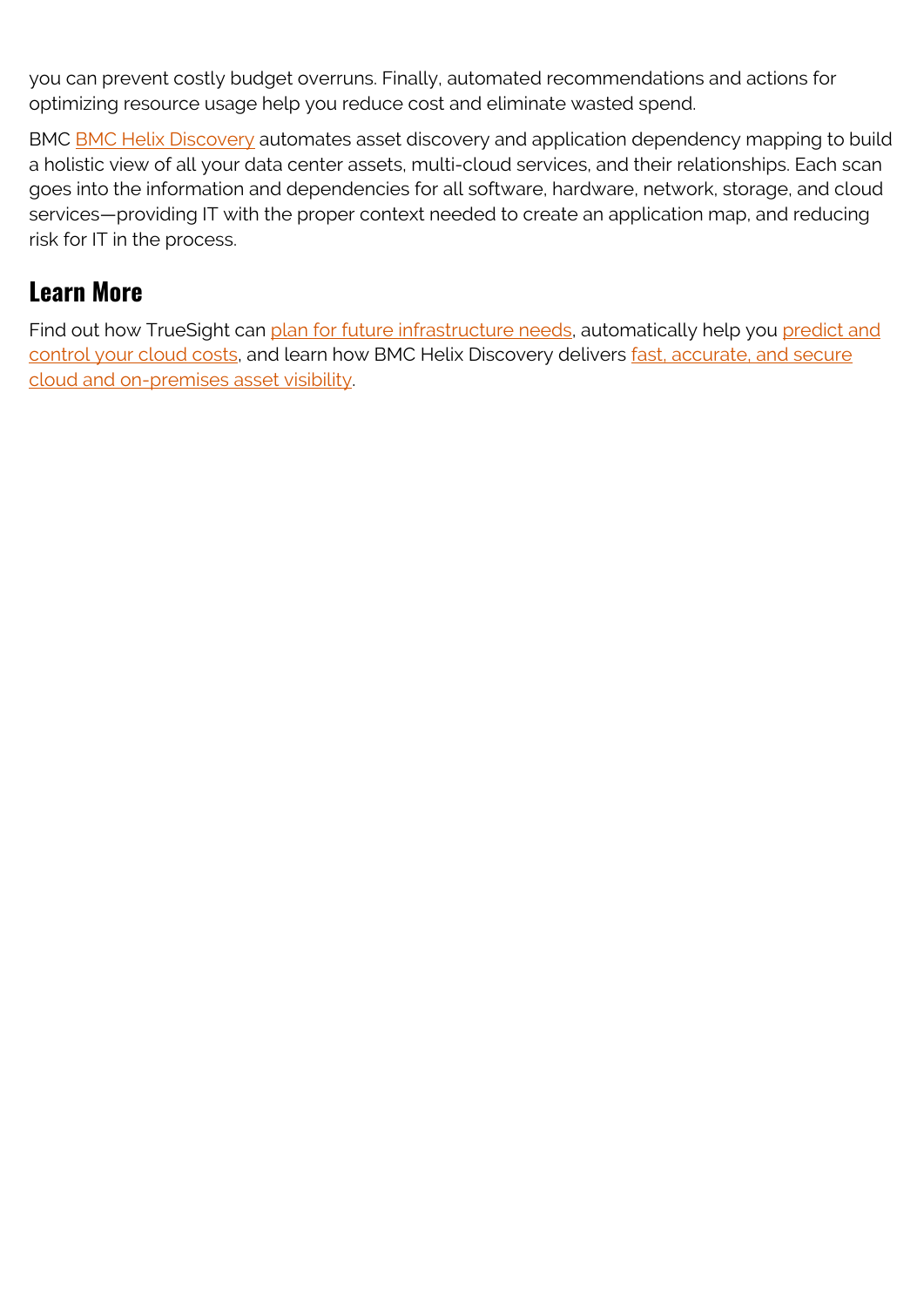you can prevent costly budget overruns. Finally, automated recommendations and actions for optimizing resource usage help you reduce cost and eliminate wasted spend.

BMC BMC Helix Discovery automates asset discovery and application dependency mapping to build a holistic view of all your data center assets, multi-cloud services, and their relationships. Each scan goes into the information and dependencies for all software, hardware, network, storage, and cloud services—providing IT with the proper context needed to create an application map, and reducing risk for IT in the process.

## Learn More

Find out how TrueSight can plan for future infrastructure needs, automatically help you predict and control your cloud costs, and learn how BMC Helix Discovery delivers fast, accurate, and secure cloud and on-premises asset visibility.